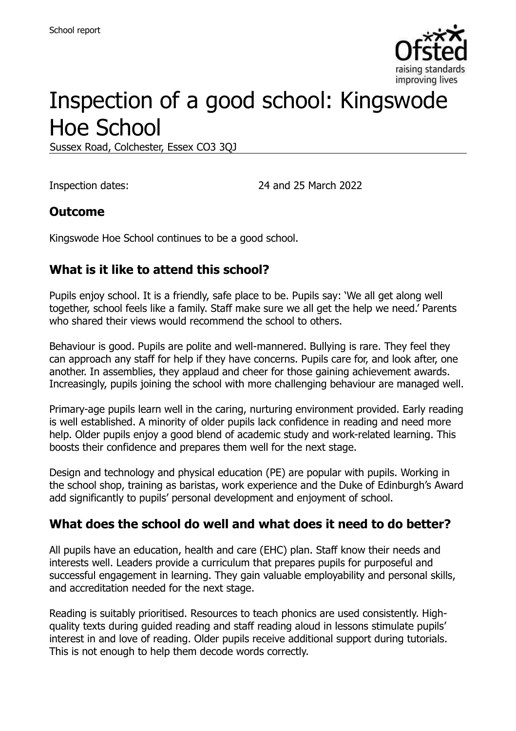School report

# Inspection of a good school: Kingswode Hoe School

Sussex Road, Colchester, Essex CO3 3QJ

Inspection dates: 24 and 25 March 2022

## Outcome

Kingswode Hoe School continues to be a good school.

## What is it like to attend this school?

Pupils enjoy school. It is a friendly, safe place to be. Pupils say: 'We all get along well together, school feels like a family. Staff make sure we all get the help we need.' Parents who shared their views would recommend the school to others.

Behaviour is good. Pupils are polite and well-mannered. Bullying is rare. They feel they can approach any staff for help if they have concerns. Pupils care for, and look after, one another. In assemblies, they applaud and cheer for those gaining achievement awards. Increasingly, pupils joining the school with more challenging behaviour are managed well.

Primary-age pupils learn well in the caring, nurturing environment provided. Early reading is well established. A minority of older pupils lack confidence in reading and need more help. Older pupils enjoy a good blend of academic study and work-related learning. This boosts their confidence and prepares them well for the next stage.

Design and technology and physical education (PE) are popular with pupils. Working in the school shop, training as baristas, work experience and the Duke of Edinburgh's Award add significantly to pupils' personal development and enjoyment of school.

## What does the school do well and what does it need to do better?

All pupils have an education, health and care (EHC) plan. Staff know their needs and interests well. Leaders provide a curriculum that prepares pupils for purposeful and successful engagement in learning. They gain valuable employability and personal skills, and accreditation needed for the next stage.

Reading is suitably prioritised. Resources to teach phonics are used consistently. High-quality texts during guided reading and staff reading aloud in lessons stimulate pupils' interest in and love of reading. Older pupils receive additional support during tutorials. This is not enough to help them decode words correctly.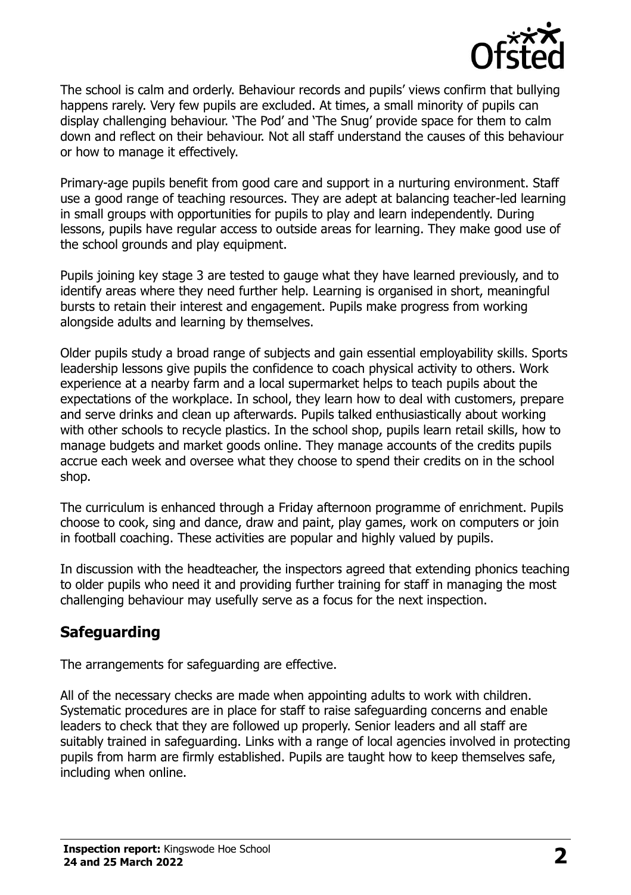The school is calm and orderly. Behaviour records and pupils' views confirm that bullying happens rarely. Very few pupils are excluded. At times, a small minority of pupils can display challenging behaviour. 'The Pod' and 'The Snug' provide space for them to calm down and reflect on their behaviour. Not all staff understand the causes of this behaviour or how to manage it effectively.

Primary-age pupils benefit from good care and support in a nurturing environment. Staff use a good range of teaching resources. They are adept at balancing teacher-led learning in small groups with opportunities for pupils to play and learn independently. During lessons, pupils have regular access to outside areas for learning. They make good use of the school grounds and play equipment.

Pupils joining key stage 3 are tested to gauge what they have learned previously, and to identify areas where they need further help. Learning is organised in short, meaningful bursts to retain their interest and engagement. Pupils make progress from working alongside adults and learning by themselves.

Older pupils study a broad range of subjects and gain essential employability skills. Sports leadership lessons give pupils the confidence to coach physical activity to others. Work experience at a nearby farm and a local supermarket helps to teach pupils about the expectations of the workplace. In school, they learn how to deal with customers, prepare and serve drinks and clean up afterwards. Pupils talked enthusiastically about working with other schools to recycle plastics. In the school shop, pupils learn retail skills, how to manage budgets and market goods online. They manage accounts of the credits pupils accrue each week and oversee what they choose to spend their credits on in the school shop.

The curriculum is enhanced through a Friday afternoon programme of enrichment. Pupils choose to cook, sing and dance, draw and paint, play games, work on computers or join in football coaching. These activities are popular and highly valued by pupils.

In discussion with the headteacher, the inspectors agreed that extending phonics teaching to older pupils who need it and providing further training for staff in managing the most challenging behaviour may usefully serve as a focus for the next inspection.

## Safeguarding

The arrangements for safeguarding are effective.

All of the necessary checks are made when appointing adults to work with children. Systematic procedures are in place for staff to raise safeguarding concerns and enable leaders to check that they are followed up properly. Senior leaders and all staff are suitably trained in safeguarding. Links with a range of local agencies involved in protecting pupils from harm are firmly established. Pupils are taught how to keep themselves safe, including when online.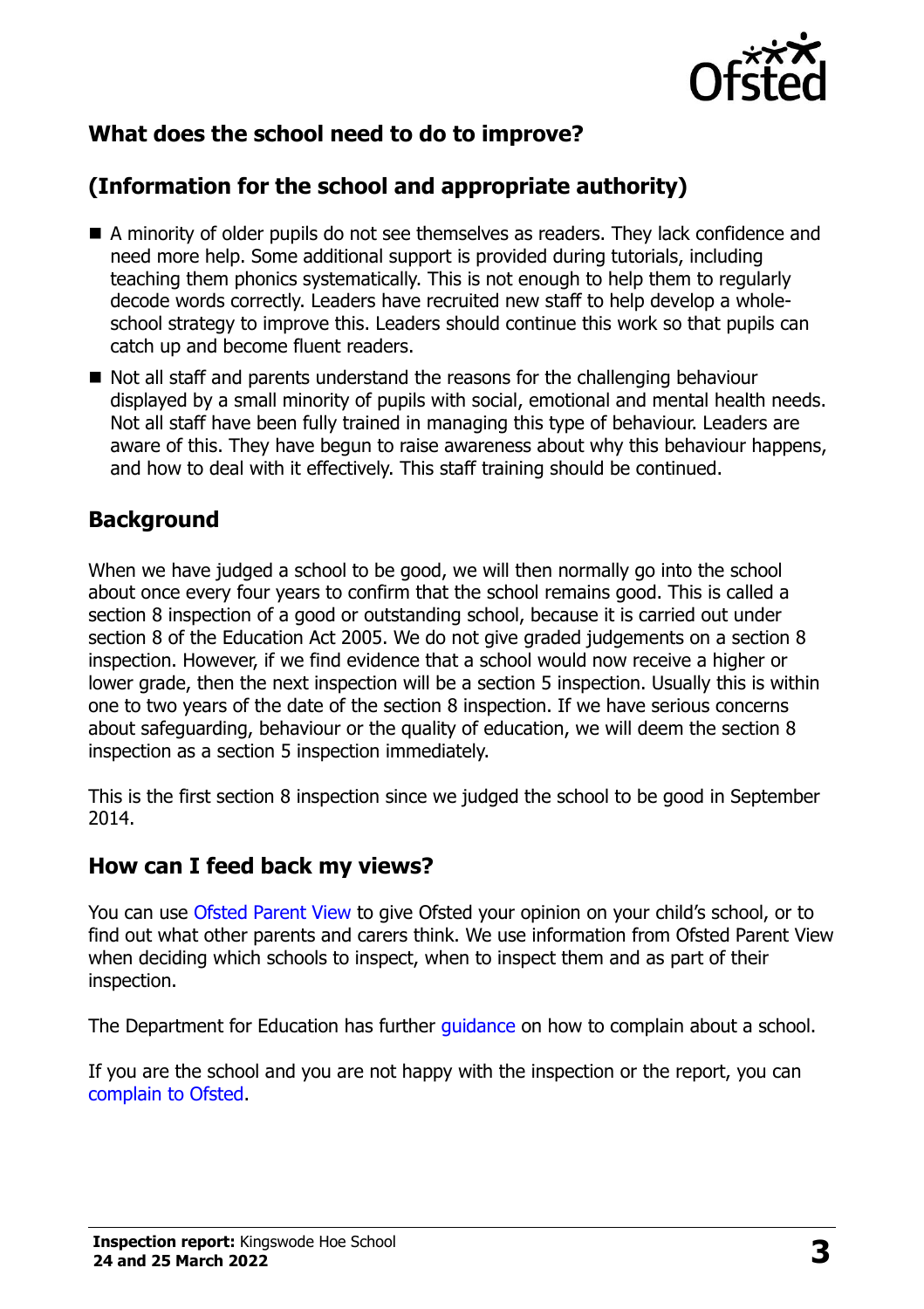## What does the school need to do to improve?

## (Information for the school and appropriate authority)

- A minority of older pupils do not see themselves as readers. They lack confidence and need more help. Some additional support is provided during tutorials, including teaching them phonics systematically. This is not enough to help them to regularly decode words correctly. Leaders have recruited new staff to help develop a whole-school strategy to improve this. Leaders should continue this work so that pupils can catch up and become fluent readers.
- Not all staff and parents understand the reasons for the challenging behaviour displayed by a small minority of pupils with social, emotional and mental health needs. Not all staff have been fully trained in managing this type of behaviour. Leaders are aware of this. They have begun to raise awareness about why this behaviour happens, and how to deal with it effectively. This staff training should be continued.

## Background

When we have judged a school to be good, we will then normally go into the school about once every four years to confirm that the school remains good. This is called a section 8 inspection of a good or outstanding school, because it is carried out under section 8 of the Education Act 2005. We do not give graded judgements on a section 8 inspection. However, if we find evidence that a school would now receive a higher or lower grade, then the next inspection will be a section 5 inspection. Usually this is within one to two years of the date of the section 8 inspection. If we have serious concerns about safeguarding, behaviour or the quality of education, we will deem the section 8 inspection as a section 5 inspection immediately.

This is the first section 8 inspection since we judged the school to be good in September 2014.

## How can I feed back my views?

You can use Ofsted Parent View to give Ofsted your opinion on your child's school, or to find out what other parents and carers think. We use information from Ofsted Parent View when deciding which schools to inspect, when to inspect them and as part of their inspection.

The Department for Education has further guidance on how to complain about a school.

If you are the school and you are not happy with the inspection or the report, you can complain to Ofsted.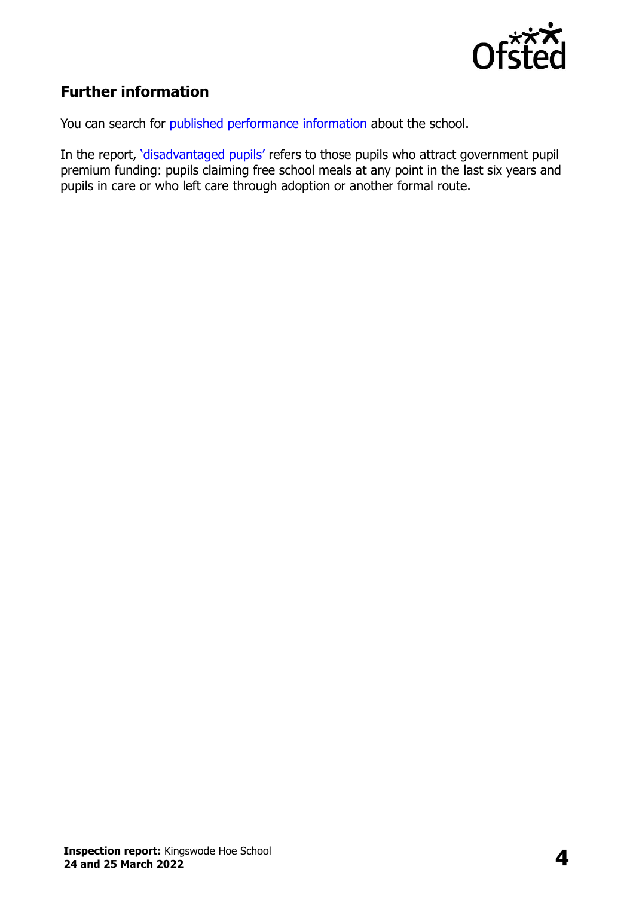## Further information

You can search for published performance information about the school.

In the report, 'disadvantaged pupils' refers to those pupils who attract government pupil premium funding: pupils claiming free school meals at any point in the last six years and pupils in care or who left care through adoption or another formal route.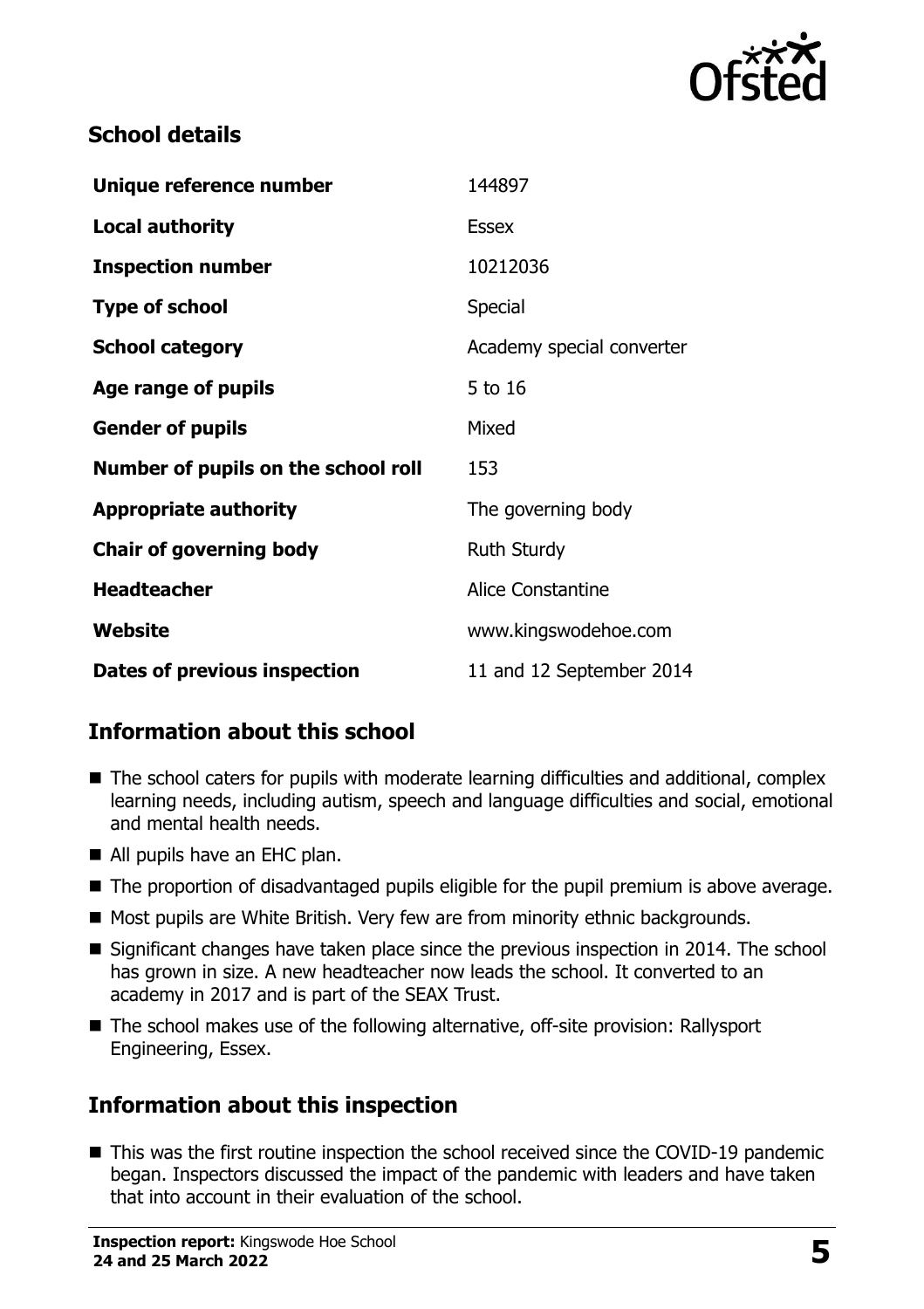## School details

| | |
|---|---|
| **Unique reference number** | 144897 |
| **Local authority** | Essex |
| **Inspection number** | 10212036 |
| **Type of school** | Special |
| **School category** | Academy special converter |
| **Age range of pupils** | 5 to 16 |
| **Gender of pupils** | Mixed |
| **Number of pupils on the school roll** | 153 |
| **Appropriate authority** | The governing body |
| **Chair of governing body** | Ruth Sturdy |
| **Headteacher** | Alice Constantine |
| **Website** | www.kingswodehoe.com |
| **Dates of previous inspection** | 11 and 12 September 2014 |

## Information about this school

- The school caters for pupils with moderate learning difficulties and additional, complex learning needs, including autism, speech and language difficulties and social, emotional and mental health needs.
- All pupils have an EHC plan.
- The proportion of disadvantaged pupils eligible for the pupil premium is above average.
- Most pupils are White British. Very few are from minority ethnic backgrounds.
- Significant changes have taken place since the previous inspection in 2014. The school has grown in size. A new headteacher now leads the school. It converted to an academy in 2017 and is part of the SEAX Trust.
- The school makes use of the following alternative, off-site provision: Rallysport Engineering, Essex.

## Information about this inspection

- This was the first routine inspection the school received since the COVID-19 pandemic began. Inspectors discussed the impact of the pandemic with leaders and have taken that into account in their evaluation of the school.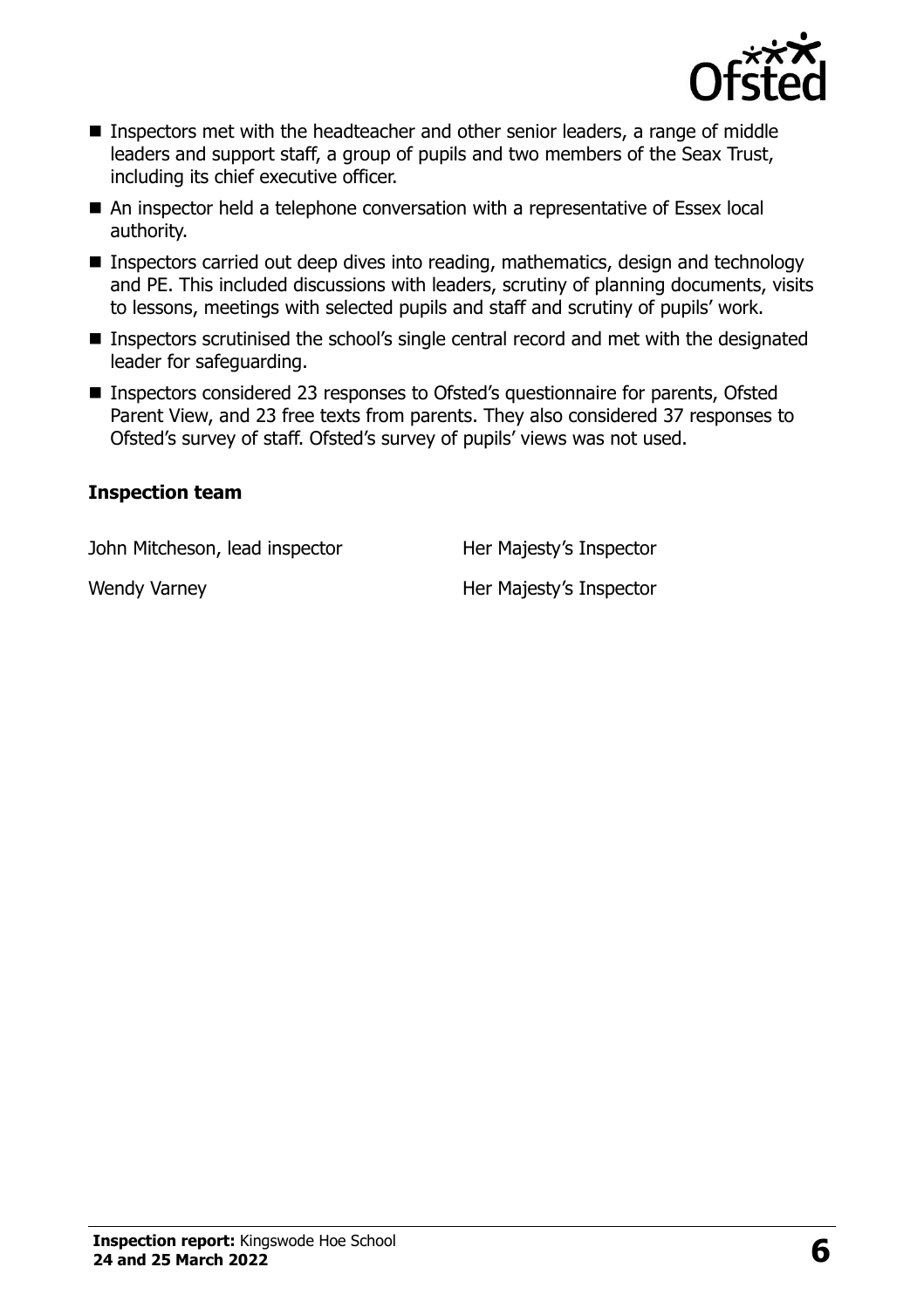- Inspectors met with the headteacher and other senior leaders, a range of middle leaders and support staff, a group of pupils and two members of the Seax Trust, including its chief executive officer.
- An inspector held a telephone conversation with a representative of Essex local authority.
- Inspectors carried out deep dives into reading, mathematics, design and technology and PE. This included discussions with leaders, scrutiny of planning documents, visits to lessons, meetings with selected pupils and staff and scrutiny of pupils' work.
- Inspectors scrutinised the school's single central record and met with the designated leader for safeguarding.
- Inspectors considered 23 responses to Ofsted's questionnaire for parents, Ofsted Parent View, and 23 free texts from parents. They also considered 37 responses to Ofsted's survey of staff. Ofsted's survey of pupils' views was not used.

### Inspection team

| | |
|---|---|
| John Mitcheson, lead inspector | Her Majesty's Inspector |
| Wendy Varney | Her Majesty's Inspector |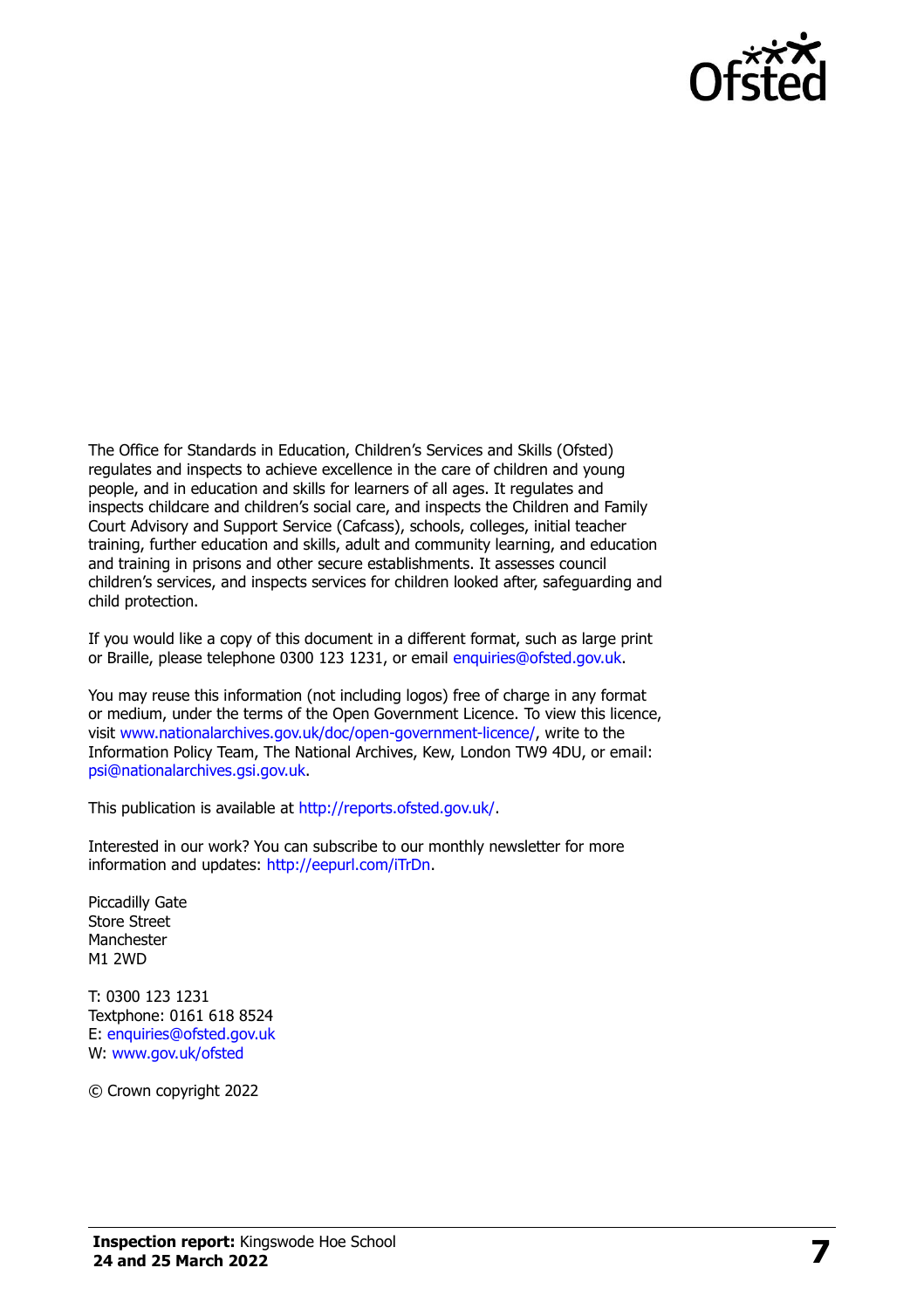The Office for Standards in Education, Children's Services and Skills (Ofsted) regulates and inspects to achieve excellence in the care of children and young people, and in education and skills for learners of all ages. It regulates and inspects childcare and children's social care, and inspects the Children and Family Court Advisory and Support Service (Cafcass), schools, colleges, initial teacher training, further education and skills, adult and community learning, and education and training in prisons and other secure establishments. It assesses council children's services, and inspects services for children looked after, safeguarding and child protection.

If you would like a copy of this document in a different format, such as large print or Braille, please telephone 0300 123 1231, or email enquiries@ofsted.gov.uk.

You may reuse this information (not including logos) free of charge in any format or medium, under the terms of the Open Government Licence. To view this licence, visit www.nationalarchives.gov.uk/doc/open-government-licence/, write to the Information Policy Team, The National Archives, Kew, London TW9 4DU, or email: psi@nationalarchives.gsi.gov.uk.

This publication is available at http://reports.ofsted.gov.uk/.

Interested in our work? You can subscribe to our monthly newsletter for more information and updates: http://eepurl.com/iTrDn.

Piccadilly Gate
Store Street
Manchester
M1 2WD

T: 0300 123 1231
Textphone: 0161 618 8524
E: enquiries@ofsted.gov.uk
W: www.gov.uk/ofsted

© Crown copyright 2022